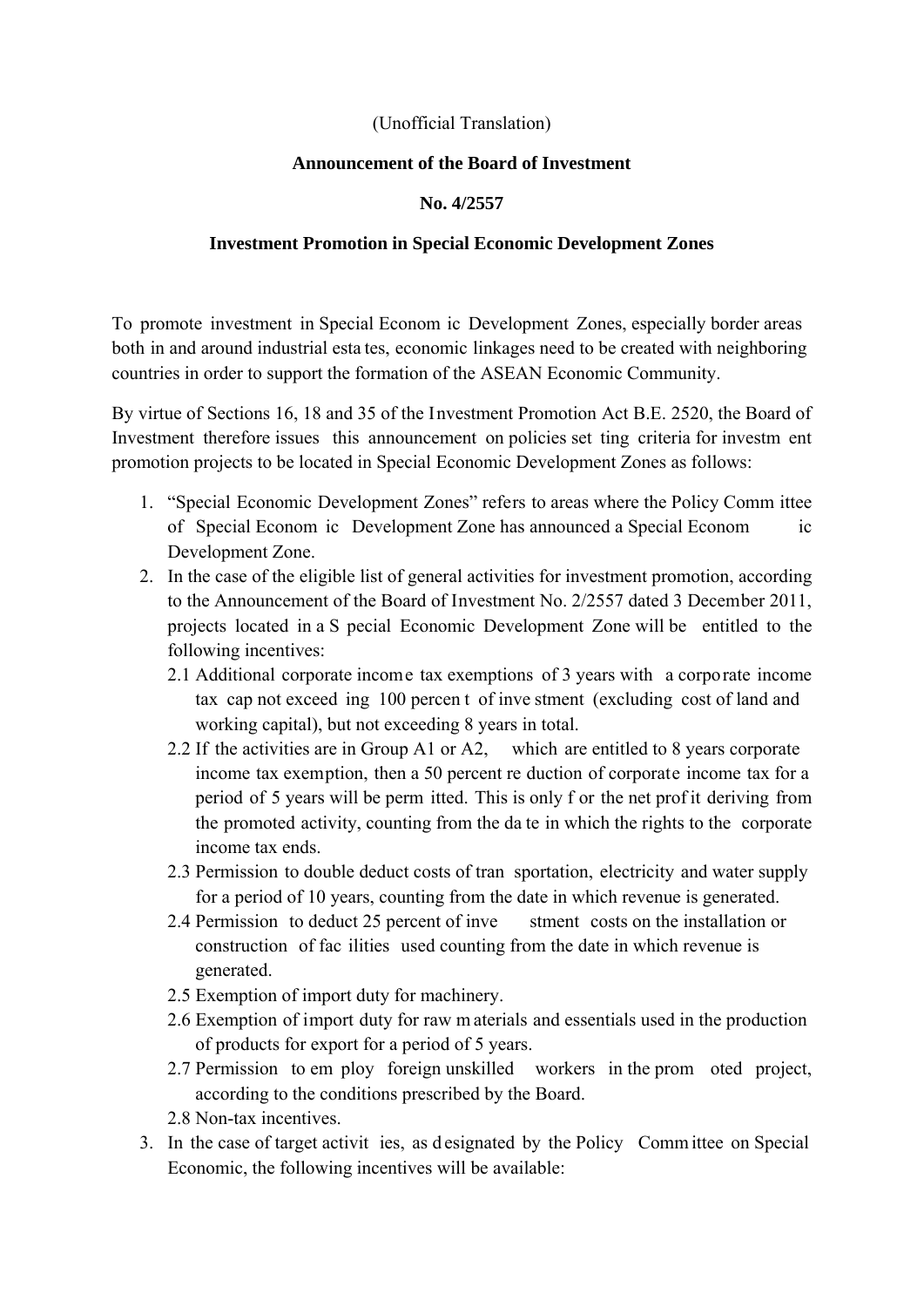(Unofficial Translation)

**Announcement of the Board of Investment**

**No. 4/2557**

**Investment Promotion in Special Economic Development Zones**

To promote investment in Special Economic Development Zones, especially border areas both in and around industrial estates, economic linkages need to be created with neighboring countries in order to support the formation of the ASEAN Economic Community.

By virtue of Sections 16, 18 and 35 of the Investment Promotion Act B.E. 2520, the Board of Investment therefore issues this announcement on policies setting criteria for investment promotion projects to be located in Special Economic Development Zones as follows:

1. "Special Economic Development Zones" refers to areas where the Policy Committee of Special Economic Development Zone has announced a Special Economic Development Zone.
2. In the case of the eligible list of general activities for investment promotion, according to the Announcement of the Board of Investment No. 2/2557 dated 3 December 2011, projects located in a Special Economic Development Zone will be entitled to the following incentives:
   - 2.1 Additional corporate income tax exemptions of 3 years with a corporate income tax cap not exceeding 100 percent of investment (excluding cost of land and working capital), but not exceeding 8 years in total.
   - 2.2 If the activities are in Group A1 or A2, which are entitled to 8 years corporate income tax exemption, then a 50 percent reduction of corporate income tax for a period of 5 years will be permitted. This is only for the net profit deriving from the promoted activity, counting from the date in which the rights to the corporate income tax ends.
   - 2.3 Permission to double deduct costs of transportation, electricity and water supply for a period of 10 years, counting from the date in which revenue is generated.
   - 2.4 Permission to deduct 25 percent of investment costs on the installation or construction of facilities used counting from the date in which revenue is generated.
   - 2.5 Exemption of import duty for machinery.
   - 2.6 Exemption of import duty for raw materials and essentials used in the production of products for export for a period of 5 years.
   - 2.7 Permission to employ foreign unskilled workers in the promoted project, according to the conditions prescribed by the Board.
   - 2.8 Non-tax incentives.
3. In the case of target activities, as designated by the Policy Committee on Special Economic, the following incentives will be available: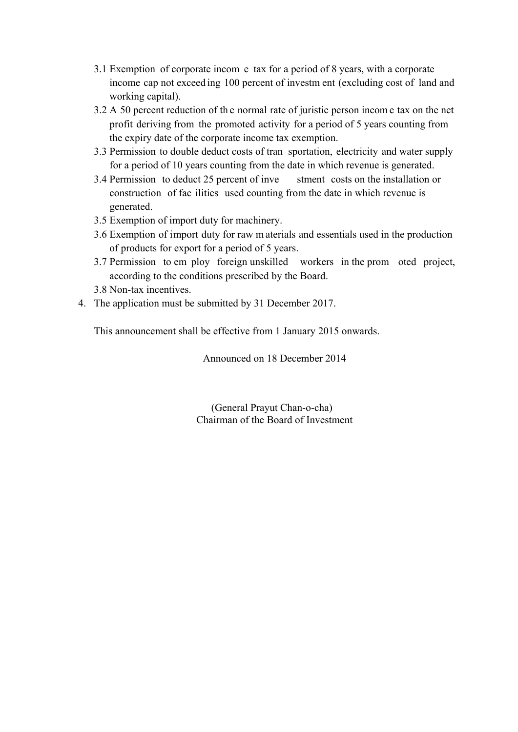3.1 Exemption of corporate income tax for a period of 8 years, with a corporate income cap not exceeding 100 percent of investment (excluding cost of land and working capital).

3.2 A 50 percent reduction of the normal rate of juristic person income tax on the net profit deriving from the promoted activity for a period of 5 years counting from the expiry date of the corporate income tax exemption.

3.3 Permission to double deduct costs of transportation, electricity and water supply for a period of 10 years counting from the date in which revenue is generated.

3.4 Permission to deduct 25 percent of investment costs on the installation or construction of facilities used counting from the date in which revenue is generated.

3.5 Exemption of import duty for machinery.

3.6 Exemption of import duty for raw materials and essentials used in the production of products for export for a period of 5 years.

3.7 Permission to employ foreign unskilled workers in the promoted project, according to the conditions prescribed by the Board.

3.8 Non-tax incentives.

4. The application must be submitted by 31 December 2017.

This announcement shall be effective from 1 January 2015 onwards.

Announced on 18 December 2014

(General Prayut Chan-o-cha)
Chairman of the Board of Investment